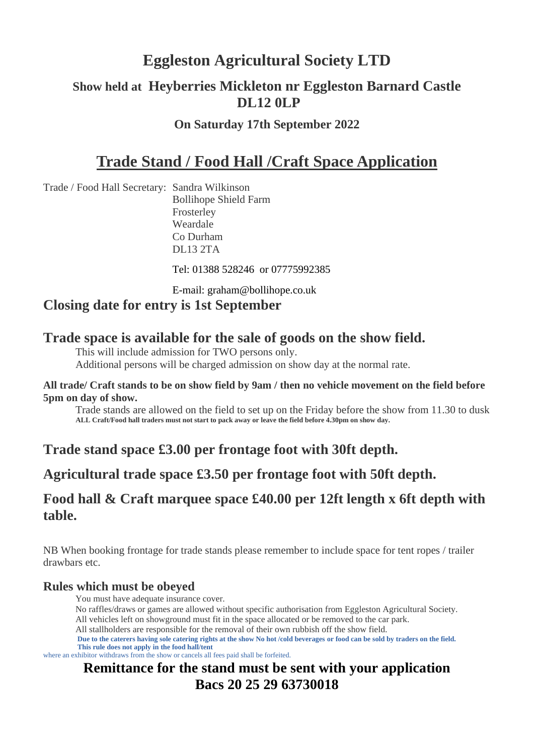# Eggleston Agricultural Society LTD

## Show held at Heyberries Mickleton nr Eggleston Barnard Castle DL12 0LP

### On Saturday 17th September 2022

# Trade Stand / Food Hall /Craft Space Application

Trade / Food Hall Secretary: Sandra Wilkinson
Bollihope Shield Farm
Frosterley
Weardale
Co Durham
DL13 2TA

Tel: 01388 528246 or 07775992385

E-mail: graham@bollihope.co.uk

## Closing date for entry is 1st September

## Trade space is available for the sale of goods on the show field.

This will include admission for TWO persons only.
Additional persons will be charged admission on show day at the normal rate.

**All trade/ Craft stands to be on show field by 9am / then no vehicle movement on the field before 5pm on day of show.**

Trade stands are allowed on the field to set up on the Friday before the show from 11.30 to dusk
**ALL Craft/Food hall traders must not start to pack away or leave the field before 4.30pm on show day.**

## Trade stand space £3.00 per frontage foot with 30ft depth.

## Agricultural trade space £3.50 per frontage foot with 50ft depth.

## Food hall & Craft marquee space £40.00 per 12ft length x 6ft depth with table.

NB When booking frontage for trade stands please remember to include space for tent ropes / trailer drawbars etc.

### Rules which must be obeyed

You must have adequate insurance cover.
No raffles/draws or games are allowed without specific authorisation from Eggleston Agricultural Society.
All vehicles left on showground must fit in the space allocated or be removed to the car park.
All stallholders are responsible for the removal of their own rubbish off the show field.
**Due to the caterers having sole catering rights at the show No hot /cold beverages or food can be sold by traders on the field.**
**This rule does not apply in the food hall/tent**
where an exhibitor withdraws from the show or cancels all fees paid shall be forfeited.

**Remittance for the stand must be sent with your application**
**Bacs 20 25 29 63730018**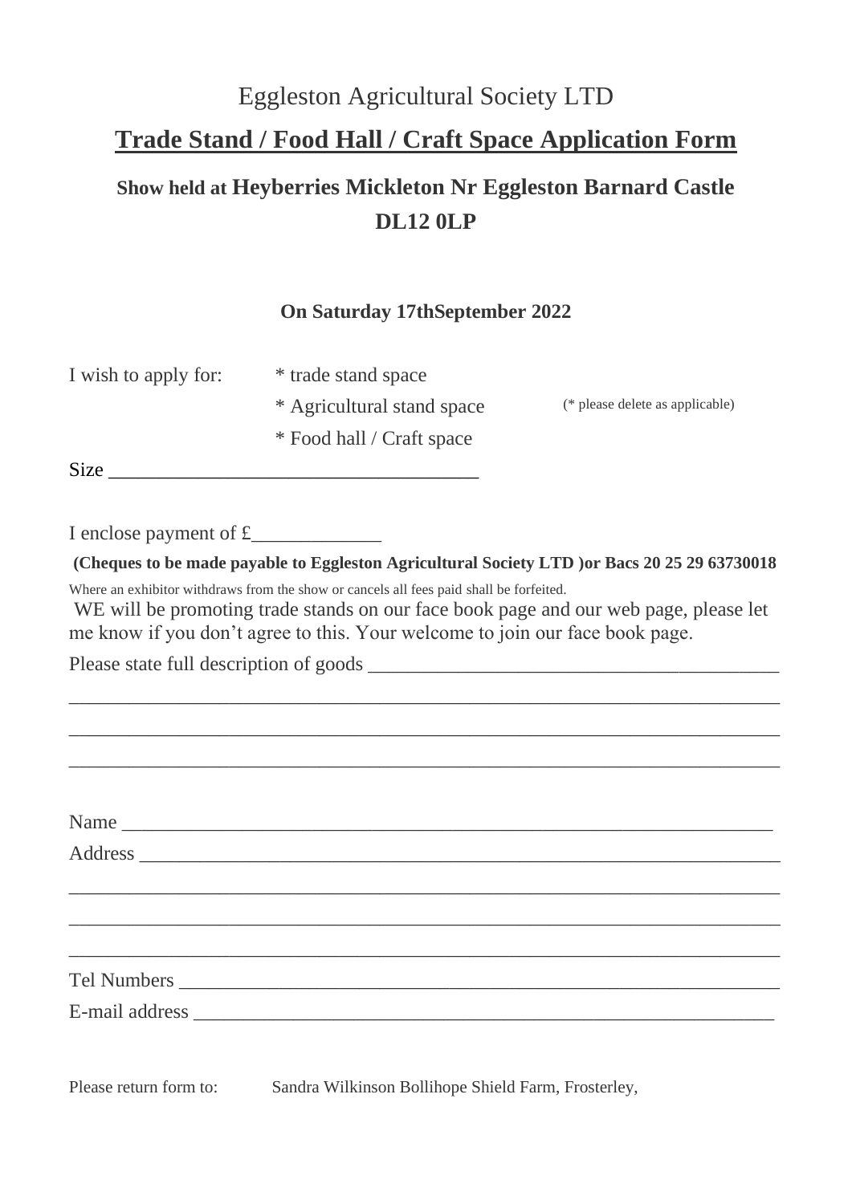Eggleston Agricultural Society LTD

# Trade Stand / Food Hall / Craft Space Application Form

## Show held at Heyberries Mickleton Nr Eggleston Barnard Castle DL12 0LP

**On Saturday 17thSeptember 2022**

I wish to apply for: * trade stand space

* Agricultural stand space (* please delete as applicable)

* Food hall / Craft space

Size ___________________________________

I enclose payment of £_____________

**(Cheques to be made payable to Eggleston Agricultural Society LTD )or Bacs 20 25 29 63730018**

Where an exhibitor withdraws from the show or cancels all fees paid shall be forfeited.

WE will be promoting trade stands on our face book page and our web page, please let me know if you don't agree to this. Your welcome to join our face book page.

Please state full description of goods _________________________________________

_____________________________________________________________________

_____________________________________________________________________

_____________________________________________________________________

Name _______________________________________________________________

Address _____________________________________________________________

_____________________________________________________________________

_____________________________________________________________________

_____________________________________________________________________

Tel Numbers _________________________________________________________

E-mail address _______________________________________________________

Please return form to: Sandra Wilkinson Bollihope Shield Farm, Frosterley,